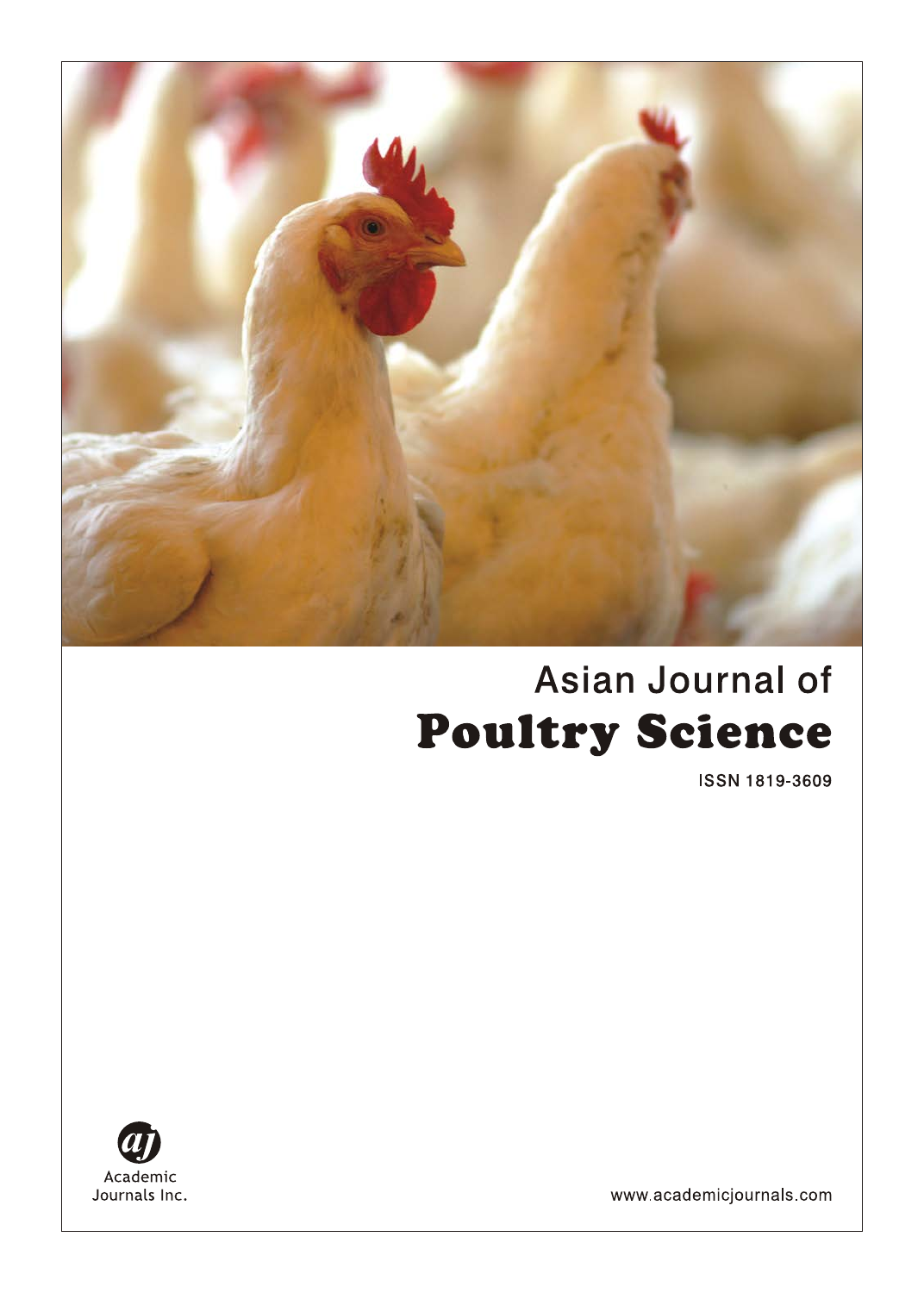# Asian Journal of
# Poultry Science

ISSN 1819-3609

Academic Journals Inc.

www.academicjournals.com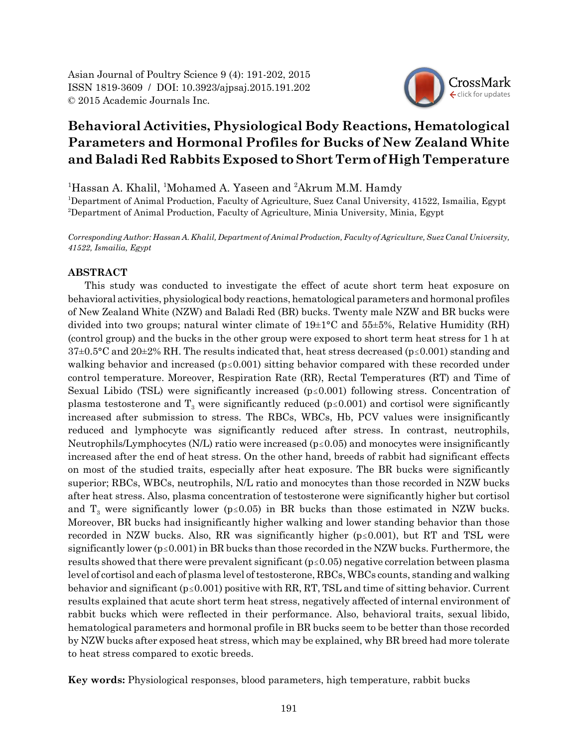# Behavioral Activities, Physiological Body Reactions, Hematological Parameters and Hormonal Profiles for Bucks of New Zealand White and Baladi Red Rabbits Exposed to Short Term of High Temperature

[1]Hassan A. Khalil, [1]Mohamed A. Yaseen and [2]Akrum M.M. Hamdy

[1]Department of Animal Production, Faculty of Agriculture, Suez Canal University, 41522, Ismailia, Egypt
[2]Department of Animal Production, Faculty of Agriculture, Minia University, Minia, Egypt

*Corresponding Author: Hassan A. Khalil, Department of Animal Production, Faculty of Agriculture, Suez Canal University, 41522, Ismailia, Egypt*

## ABSTRACT

This study was conducted to investigate the effect of acute short term heat exposure on behavioral activities, physiological body reactions, hematological parameters and hormonal profiles of New Zealand White (NZW) and Baladi Red (BR) bucks. Twenty male NZW and BR bucks were divided into two groups; natural winter climate of 19±1°C and 55±5%, Relative Humidity (RH) (control group) and the bucks in the other group were exposed to short term heat stress for 1 h at 37±0.5°C and 20±2% RH. The results indicated that, heat stress decreased ($p \leq 0.001$) standing and walking behavior and increased ($p \leq 0.001$) sitting behavior compared with these recorded under control temperature. Moreover, Respiration Rate (RR), Rectal Temperatures (RT) and Time of Sexual Libido (TSL) were significantly increased ($p \leq 0.001$) following stress. Concentration of plasma testosterone and $T_3$ were significantly reduced ($p \leq 0.001$) and cortisol were significantly increased after submission to stress. The RBCs, WBCs, Hb, PCV values were insignificantly reduced and lymphocyte was significantly reduced after stress. In contrast, neutrophils, Neutrophils/Lymphocytes (N/L) ratio were increased ($p \leq 0.05$) and monocytes were insignificantly increased after the end of heat stress. On the other hand, breeds of rabbit had significant effects on most of the studied traits, especially after heat exposure. The BR bucks were significantly superior; RBCs, WBCs, neutrophils, N/L ratio and monocytes than those recorded in NZW bucks after heat stress. Also, plasma concentration of testosterone were significantly higher but cortisol and $T_3$ were significantly lower ($p \leq 0.05$) in BR bucks than those estimated in NZW bucks. Moreover, BR bucks had insignificantly higher walking and lower standing behavior than those recorded in NZW bucks. Also, RR was significantly higher ($p \leq 0.001$), but RT and TSL were significantly lower ($p \leq 0.001$) in BR bucks than those recorded in the NZW bucks. Furthermore, the results showed that there were prevalent significant ($p \leq 0.05$) negative correlation between plasma level of cortisol and each of plasma level of testosterone, RBCs, WBCs counts, standing and walking behavior and significant ($p \leq 0.001$) positive with RR, RT, TSL and time of sitting behavior. Current results explained that acute short term heat stress, negatively affected of internal environment of rabbit bucks which were reflected in their performance. Also, behavioral traits, sexual libido, hematological parameters and hormonal profile in BR bucks seem to be better than those recorded by NZW bucks after exposed heat stress, which may be explained, why BR breed had more tolerate to heat stress compared to exotic breeds.

**Key words:** Physiological responses, blood parameters, high temperature, rabbit bucks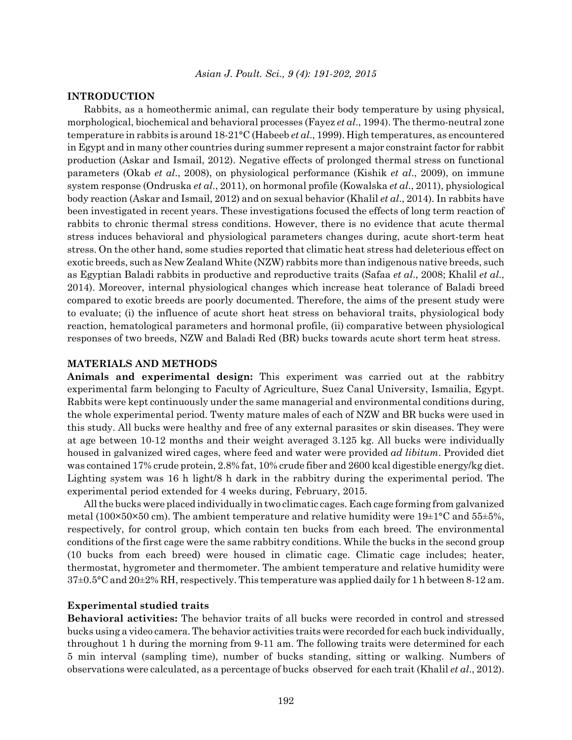## INTRODUCTION

Rabbits, as a homeothermic animal, can regulate their body temperature by using physical, morphological, biochemical and behavioral processes (Fayez *et al*., 1994). The thermo-neutral zone temperature in rabbits is around 18-21°C (Habeeb *et al*., 1999). High temperatures, as encountered in Egypt and in many other countries during summer represent a major constraint factor for rabbit production (Askar and Ismail, 2012). Negative effects of prolonged thermal stress on functional parameters (Okab *et al*., 2008), on physiological performance (Kishik *et al*., 2009), on immune system response (Ondruska *et al*., 2011), on hormonal profile (Kowalska *et al*., 2011), physiological body reaction (Askar and Ismail, 2012) and on sexual behavior (Khalil *et al*., 2014). In rabbits have been investigated in recent years. These investigations focused the effects of long term reaction of rabbits to chronic thermal stress conditions. However, there is no evidence that acute thermal stress induces behavioral and physiological parameters changes during, acute short-term heat stress. On the other hand, some studies reported that climatic heat stress had deleterious effect on exotic breeds, such as New Zealand White (NZW) rabbits more than indigenous native breeds, such as Egyptian Baladi rabbits in productive and reproductive traits (Safaa *et al*., 2008; Khalil *et al*., 2014). Moreover, internal physiological changes which increase heat tolerance of Baladi breed compared to exotic breeds are poorly documented. Therefore, the aims of the present study were to evaluate; (i) the influence of acute short heat stress on behavioral traits, physiological body reaction, hematological parameters and hormonal profile, (ii) comparative between physiological responses of two breeds, NZW and Baladi Red (BR) bucks towards acute short term heat stress.

## MATERIALS AND METHODS

**Animals and experimental design:** This experiment was carried out at the rabbitry experimental farm belonging to Faculty of Agriculture, Suez Canal University, Ismailia, Egypt. Rabbits were kept continuously under the same managerial and environmental conditions during, the whole experimental period. Twenty mature males of each of NZW and BR bucks were used in this study. All bucks were healthy and free of any external parasites or skin diseases. They were at age between 10-12 months and their weight averaged 3.125 kg. All bucks were individually housed in galvanized wired cages, where feed and water were provided *ad libitum*. Provided diet was contained 17% crude protein, 2.8% fat, 10% crude fiber and 2600 kcal digestible energy/kg diet. Lighting system was 16 h light/8 h dark in the rabbitry during the experimental period. The experimental period extended for 4 weeks during, February, 2015.

All the bucks were placed individually in two climatic cages. Each cage forming from galvanized metal (100×50×50 cm). The ambient temperature and relative humidity were 19±1°C and 55±5%, respectively, for control group, which contain ten bucks from each breed. The environmental conditions of the first cage were the same rabbitry conditions. While the bucks in the second group (10 bucks from each breed) were housed in climatic cage. Climatic cage includes; heater, thermostat, hygrometer and thermometer. The ambient temperature and relative humidity were 37±0.5°C and 20±2% RH, respectively. This temperature was applied daily for 1 h between 8-12 am.

### Experimental studied traits

**Behavioral activities:** The behavior traits of all bucks were recorded in control and stressed bucks using a video camera. The behavior activities traits were recorded for each buck individually, throughout 1 h during the morning from 9-11 am. The following traits were determined for each 5 min interval (sampling time), number of bucks standing, sitting or walking. Numbers of observations were calculated, as a percentage of bucks observed for each trait (Khalil *et al*., 2012).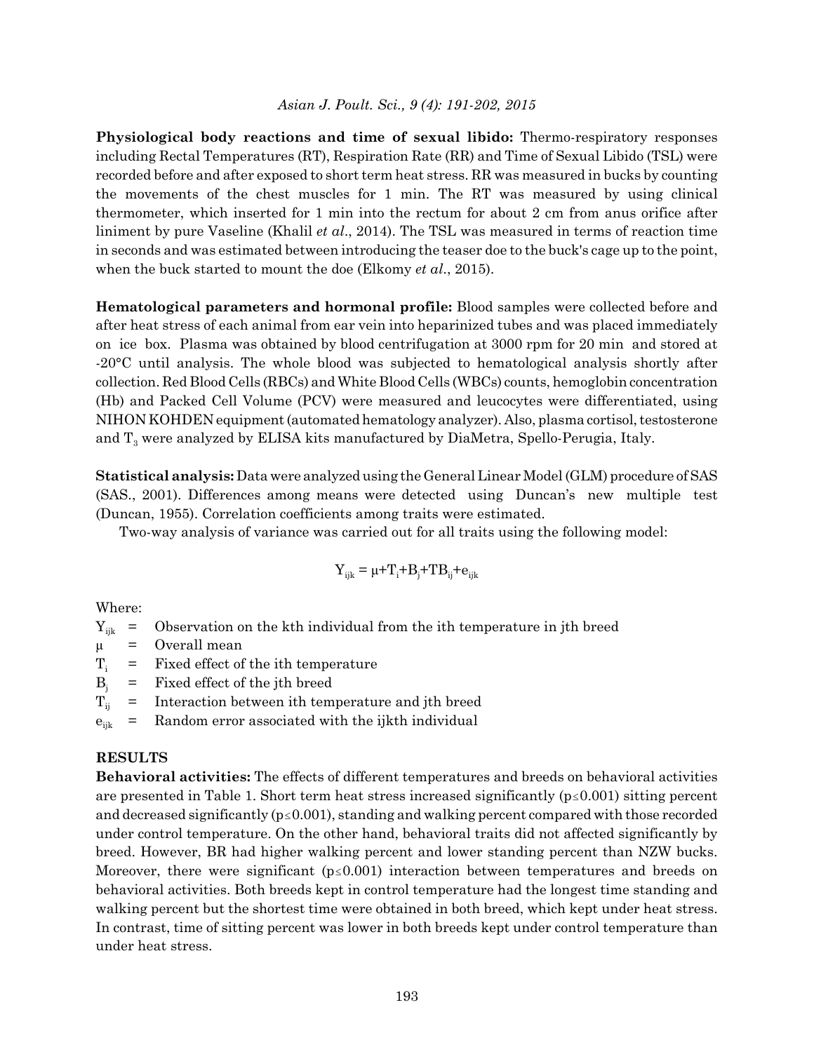**Physiological body reactions and time of sexual libido:** Thermo-respiratory responses including Rectal Temperatures (RT), Respiration Rate (RR) and Time of Sexual Libido (TSL) were recorded before and after exposed to short term heat stress. RR was measured in bucks by counting the movements of the chest muscles for 1 min. The RT was measured by using clinical thermometer, which inserted for 1 min into the rectum for about 2 cm from anus orifice after liniment by pure Vaseline (Khalil *et al*., 2014). The TSL was measured in terms of reaction time in seconds and was estimated between introducing the teaser doe to the buck's cage up to the point, when the buck started to mount the doe (Elkomy *et al*., 2015).

**Hematological parameters and hormonal profile:** Blood samples were collected before and after heat stress of each animal from ear vein into heparinized tubes and was placed immediately on ice box. Plasma was obtained by blood centrifugation at 3000 rpm for 20 min and stored at -20°C until analysis. The whole blood was subjected to hematological analysis shortly after collection. Red Blood Cells (RBCs) and White Blood Cells (WBCs) counts, hemoglobin concentration (Hb) and Packed Cell Volume (PCV) were measured and leucocytes were differentiated, using NIHON KOHDEN equipment (automated hematology analyzer). Also, plasma cortisol, testosterone and $T_3$ were analyzed by ELISA kits manufactured by DiaMetra, Spello-Perugia, Italy.

**Statistical analysis:** Data were analyzed using the General Linear Model (GLM) procedure of SAS (SAS., 2001). Differences among means were detected using Duncan's new multiple test (Duncan, 1955). Correlation coefficients among traits were estimated.

Two-way analysis of variance was carried out for all traits using the following model:

$$Y_{ijk} = \mu + T_i + B_j + TB_{ij} + e_{ijk}$$

Where:

- $Y_{ijk}$ = Observation on the kth individual from the ith temperature in jth breed
- $\mu$ = Overall mean
- $T_i$ = Fixed effect of the ith temperature
- $B_j$ = Fixed effect of the jth breed
- $T_{ij}$ = Interaction between ith temperature and jth breed
- $e_{ijk}$ = Random error associated with the ijkth individual

## RESULTS

**Behavioral activities:** The effects of different temperatures and breeds on behavioral activities are presented in Table 1. Short term heat stress increased significantly ($p \leq 0.001$) sitting percent and decreased significantly ($p \leq 0.001$), standing and walking percent compared with those recorded under control temperature. On the other hand, behavioral traits did not affected significantly by breed. However, BR had higher walking percent and lower standing percent than NZW bucks. Moreover, there were significant ($p \leq 0.001$) interaction between temperatures and breeds on behavioral activities. Both breeds kept in control temperature had the longest time standing and walking percent but the shortest time were obtained in both breed, which kept under heat stress. In contrast, time of sitting percent was lower in both breeds kept under control temperature than under heat stress.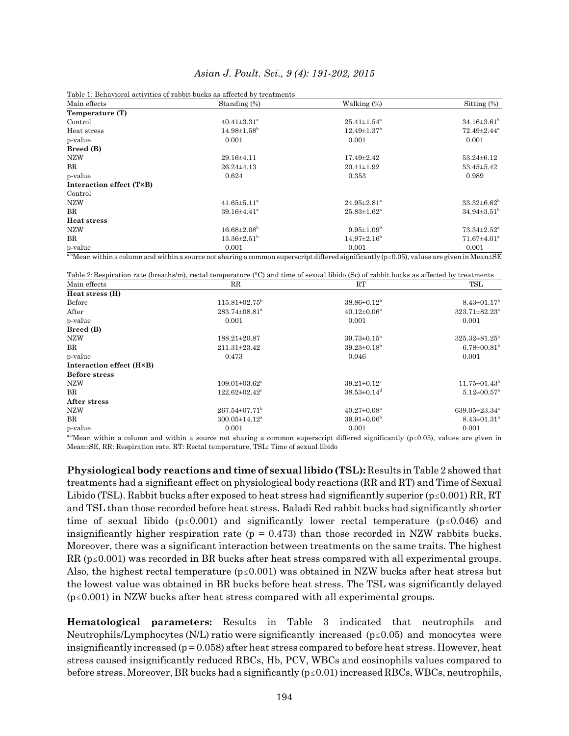Table 1: Behavioral activities of rabbit bucks as affected by treatments

| Main effects | Standing (%) | Walking (%) | Sitting (%) |
|---|---|---|---|
| **Temperature (T)** | | | |
| Control | 40.41±3.31[a] | 25.41±1.54[a] | 34.16±3.61[b] |
| Heat stress | 14.98±1.58[b] | 12.49±1.37[b] | 72.49±2.44[a] |
| p-value | 0.001 | 0.001 | 0.001 |
| **Breed (B)** | | | |
| NZW | 29.16±4.11 | 17.49±2.42 | 53.24±6.12 |
| BR | 26.24±4.13 | 20.41±1.92 | 53.45±5.42 |
| p-value | 0.624 | 0.353 | 0.989 |
| **Interaction effect (T×B)** | | | |
| Control | | | |
| NZW | 41.65±5.11[a] | 24.95±2.81[a] | 33.32±6.62[b] |
| BR | 39.16±4.41[a] | 25.83±1.62[a] | 34.94±3.51[b] |
| **Heat stress** | | | |
| NZW | 16.68±2.08[b] | 9.95±1.09[b] | 73.34±2.52[a] |
| BR | 13.36±2.51[b] | 14.97±2.16[b] | 71.67±4.01[a] |
| p-value | 0.001 | 0.001 | 0.001 |

[a,b]Mean within a column and within a source not sharing a common superscript differed significantly ($p \leq 0.05$), values are given in Mean±SE

Table 2: Respiration rate (breaths/m), rectal temperature (°C) and time of sexual libido (Sc) of rabbit bucks as affected by treatments

| Main effects | RR | RT | TSL |
|---|---|---|---|
| **Heat stress (H)** | | | |
| Before | 115.81±02.75[b] | 38.86±0.12[b] | 8.43±01.17[b] |
| After | 283.74±08.81[a] | 40.12±0.06[a] | 323.71±82.23[a] |
| p-value | 0.001 | 0.001 | 0.001 |
| **Breed (B)** | | | |
| NZW | 188.21±20.87 | 39.73±0.15[a] | 325.32±81.25[a] |
| BR | 211.31±23.42 | 39.23±0.18[b] | 6.78±00.81[b] |
| p-value | 0.473 | 0.046 | 0.001 |
| **Interaction effect (H×B)** | | | |
| **Before stress** | | | |
| NZW | 109.01±03.62[c] | 39.21±0.12[c] | 11.75±01.43[b] |
| BR | 122.62±02.42[c] | 38.53±0.14[d] | 5.12±00.57[b] |
| **After stress** | | | |
| NZW | 267.54±07.71[b] | 40.27±0.08[a] | 639.05±23.34[a] |
| BR | 300.05±14.12[a] | 39.91±0.06[b] | 8.43±01.31[b] |
| p-value | 0.001 | 0.001 | 0.001 |

[a,b]Mean within a column and within a source not sharing a common superscript differed significantly ($p \leq 0.05$), values are given in Mean±SE, RR: Respiration rate, RT: Rectal temperature, TSL: Time of sexual libido

**Physiological body reactions and time of sexual libido (TSL):** Results in Table 2 showed that treatments had a significant effect on physiological body reactions (RR and RT) and Time of Sexual Libido (TSL). Rabbit bucks after exposed to heat stress had significantly superior ($p \leq 0.001$) RR, RT and TSL than those recorded before heat stress. Baladi Red rabbit bucks had significantly shorter time of sexual libido ($p \leq 0.001$) and significantly lower rectal temperature ($p \leq 0.046$) and insignificantly higher respiration rate ($p = 0.473$) than those recorded in NZW rabbits bucks. Moreover, there was a significant interaction between treatments on the same traits. The highest RR ($p \leq 0.001$) was recorded in BR bucks after heat stress compared with all experimental groups. Also, the highest rectal temperature ($p \leq 0.001$) was obtained in NZW bucks after heat stress but the lowest value was obtained in BR bucks before heat stress. The TSL was significantly delayed ($p \leq 0.001$) in NZW bucks after heat stress compared with all experimental groups.

**Hematological parameters:** Results in Table 3 indicated that neutrophils and Neutrophils/Lymphocytes (N/L) ratio were significantly increased ($p \leq 0.05$) and monocytes were insignificantly increased ($p = 0.058$) after heat stress compared to before heat stress. However, heat stress caused insignificantly reduced RBCs, Hb, PCV, WBCs and eosinophils values compared to before stress. Moreover, BR bucks had a significantly ($p \leq 0.01$) increased RBCs, WBCs, neutrophils,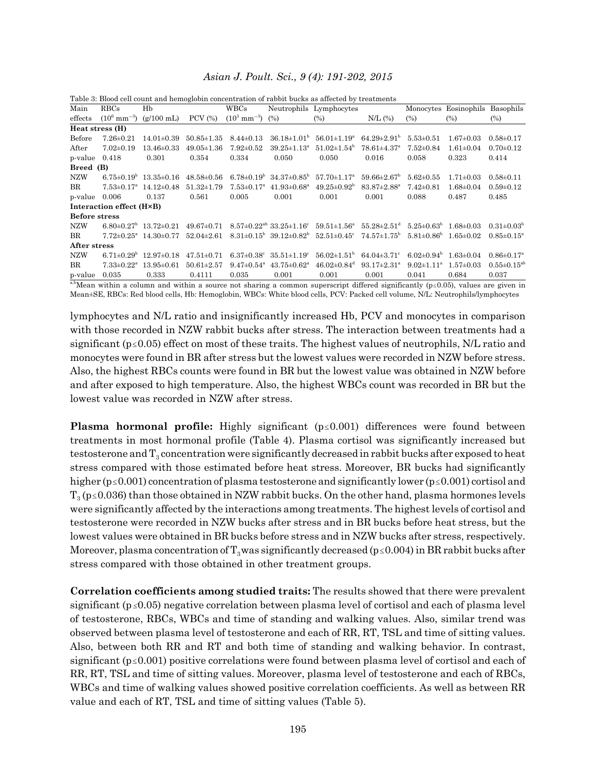Table 3: Blood cell count and hemoglobin concentration of rabbit bucks as affected by treatments

| Main effects | RBCs ($10^6$ mm$^{-3}$) | Hb (g/100 mL) | PCV (%) | WBCs ($10^3$ mm$^{-3}$) | Neutrophils (%) | Lymphocytes (%) | N/L (%) | Monocytes (%) | Eosinophils (%) | Basophils (%) |
|---|---|---|---|---|---|---|---|---|---|---|
| **Heat stress (H)** | | | | | | | | | | |
| Before | 7.26±0.21 | 14.01±0.39 | 50.85±1.35 | 8.44±0.13 | 36.18±1.01[b] | 56.01±1.19[a] | 64.29±2.91[b] | 5.53±0.51 | 1.67±0.03 | 0.58±0.17 |
| After | 7.02±0.19 | 13.46±0.33 | 49.05±1.36 | 7.92±0.52 | 39.25±1.13[a] | 51.02±1.54[b] | 78.61±4.37[a] | 7.52±0.84 | 1.61±0.04 | 0.70±0.12 |
| p-value | 0.418 | 0.301 | 0.354 | 0.334 | 0.050 | 0.050 | 0.016 | 0.058 | 0.323 | 0.414 |
| **Breed (B)** | | | | | | | | | | |
| NZW | 6.75±0.19[b] | 13.35±0.16 | 48.58±0.56 | 6.78±0.19[b] | 34.37±0.85[b] | 57.70±1.17[a] | 59.66±2.67[b] | 5.62±0.55 | 1.71±0.03 | 0.58±0.11 |
| BR | 7.53±0.17[a] | 14.12±0.48 | 51.32±1.79 | 7.53±0.17[a] | 41.93±0.68[a] | 49.25±0.92[b] | 83.87±2.88[a] | 7.42±0.81 | 1.68±0.04 | 0.59±0.12 |
| p-value | 0.006 | 0.137 | 0.561 | 0.005 | 0.001 | 0.001 | 0.001 | 0.088 | 0.487 | 0.485 |
| **Interaction effect (H×B)** | | | | | | | | | | |
| **Before stress** | | | | | | | | | | |
| NZW | 6.80±0.27[b] | 13.72±0.21 | 49.67±0.71 | 8.57±0.22[ab] | 33.25±1.16[c] | 59.51±1.56[a] | 55.28±2.51[d] | 5.25±0.63[b] | 1.68±0.03 | 0.31±0.03[b] |
| BR | 7.72±0.25[a] | 14.30±0.77 | 52.04±2.61 | 8.31±0.15[b] | 39.12±0.82[b] | 52.51±0.45[c] | 74.57±1.75[b] | 5.81±0.86[b] | 1.65±0.02 | 0.85±0.15[a] |
| **After stress** | | | | | | | | | | |
| NZW | 6.71±0.29[b] | 12.97±0.18 | 47.51±0.71 | 6.37±0.38[c] | 35.51±1.19[c] | 56.02±1.51[b] | 64.04±3.71[c] | 6.02±0.94[b] | 1.63±0.04 | 0.86±0.17[a] |
| BR | 7.33±0.22[a] | 13.95±0.61 | 50.61±2.57 | 9.47±0.54[a] | 43.75±0.62[a] | 46.02±0.84[d] | 93.17±2.31[a] | 9.02±1.11[a] | 1.57±0.03 | 0.55±0.15[ab] |
| p-value | 0.035 | 0.333 | 0.4111 | 0.035 | 0.001 | 0.001 | 0.001 | 0.041 | 0.684 | 0.037 |

[a,b]Mean within a column and within a source not sharing a common superscript differed significantly ($p \leq 0.05$), values are given in Mean±SE, RBCs: Red blood cells, Hb: Hemoglobin, WBCs: White blood cells, PCV: Packed cell volume, N/L: Neutrophils/lymphocytes

lymphocytes and N/L ratio and insignificantly increased Hb, PCV and monocytes in comparison with those recorded in NZW rabbit bucks after stress. The interaction between treatments had a significant ($p \leq 0.05$) effect on most of these traits. The highest values of neutrophils, N/L ratio and monocytes were found in BR after stress but the lowest values were recorded in NZW before stress. Also, the highest RBCs counts were found in BR but the lowest value was obtained in NZW before and after exposed to high temperature. Also, the highest WBCs count was recorded in BR but the lowest value was recorded in NZW after stress.

**Plasma hormonal profile:** Highly significant ($p \leq 0.001$) differences were found between treatments in most hormonal profile (Table 4). Plasma cortisol was significantly increased but testosterone and $T_3$ concentration were significantly decreased in rabbit bucks after exposed to heat stress compared with those estimated before heat stress. Moreover, BR bucks had significantly higher ($p \leq 0.001$) concentration of plasma testosterone and significantly lower ($p \leq 0.001$) cortisol and $T_3$ ($p \leq 0.036$) than those obtained in NZW rabbit bucks. On the other hand, plasma hormones levels were significantly affected by the interactions among treatments. The highest levels of cortisol and testosterone were recorded in NZW bucks after stress and in BR bucks before heat stress, but the lowest values were obtained in BR bucks before stress and in NZW bucks after stress, respectively. Moreover, plasma concentration of $T_3$ was significantly decreased ($p \leq 0.004$) in BR rabbit bucks after stress compared with those obtained in other treatment groups.

**Correlation coefficients among studied traits:** The results showed that there were prevalent significant ($p \leq 0.05$) negative correlation between plasma level of cortisol and each of plasma level of testosterone, RBCs, WBCs and time of standing and walking values. Also, similar trend was observed between plasma level of testosterone and each of RR, RT, TSL and time of sitting values. Also, between both RR and RT and both time of standing and walking behavior. In contrast, significant ($p \leq 0.001$) positive correlations were found between plasma level of cortisol and each of RR, RT, TSL and time of sitting values. Moreover, plasma level of testosterone and each of RBCs, WBCs and time of walking values showed positive correlation coefficients. As well as between RR value and each of RT, TSL and time of sitting values (Table 5).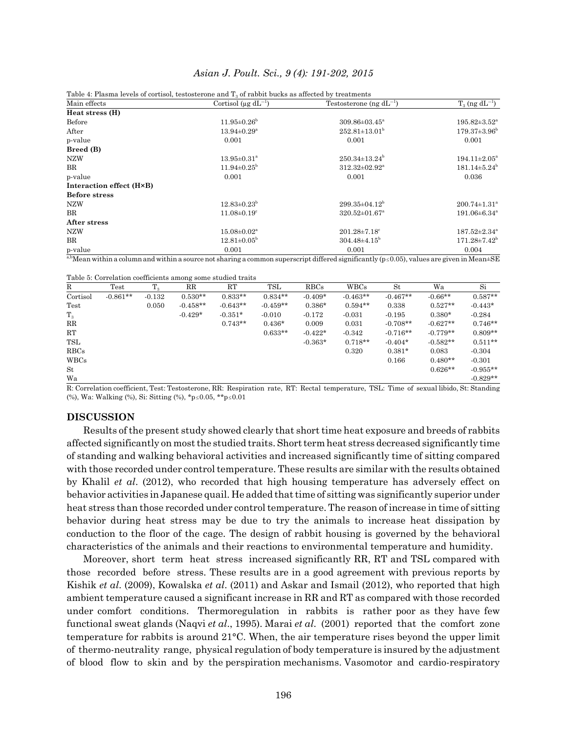Table 4: Plasma levels of cortisol, testosterone and $T_3$ of rabbit bucks as affected by treatments

| Main effects | Cortisol ($\mu g\ dL^{-1}$) | Testosterone ($ng\ dL^{-1}$) | $T_3$ ($ng\ dL^{-1}$) |
|---|---|---|---|
| **Heat stress (H)** | | | |
| Before | $11.95\pm0.26^b$ | $309.86\pm03.45^a$ | $195.82\pm3.52^a$ |
| After | $13.94\pm0.29^a$ | $252.81\pm13.01^b$ | $179.37\pm3.96^b$ |
| p-value | 0.001 | 0.001 | 0.001 |
| **Breed (B)** | | | |
| NZW | $13.95\pm0.31^a$ | $250.34\pm13.24^b$ | $194.11\pm2.05^a$ |
| BR | $11.94\pm0.25^b$ | $312.32\pm02.92^a$ | $181.14\pm5.24^b$ |
| p-value | 0.001 | 0.001 | 0.036 |
| **Interaction effect (H×B)** | | | |
| **Before stress** | | | |
| NZW | $12.83\pm0.23^b$ | $299.35\pm04.12^b$ | $200.74\pm1.31^a$ |
| BR | $11.08\pm0.19^c$ | $320.52\pm01.67^a$ | $191.06\pm6.34^a$ |
| **After stress** | | | |
| NZW | $15.08\pm0.02^a$ | $201.28\pm7.18^c$ | $187.52\pm2.34^a$ |
| BR | $12.81\pm0.05^b$ | $304.48\pm4.15^b$ | $171.28\pm7.42^b$ |
| p-value | 0.001 | 0.001 | 0.004 |

a,bMean within a column and within a source not sharing a common superscript differed significantly ($p\leq0.05$), values are given in Mean±SE

Table 5: Correlation coefficients among some studied traits

| R | Test | $T_3$ | RR | RT | TSL | RBCs | WBCs | St | Wa | Si |
|---|---|---|---|---|---|---|---|---|---|---|
| Cortisol | -0.861** | -0.132 | 0.530** | 0.833** | 0.834** | -0.409* | -0.463** | -0.467** | -0.66** | 0.587** |
| Test | | 0.050 | -0.458** | -0.643** | -0.459** | 0.386* | 0.594** | 0.338 | 0.527** | -0.443* |
| $T_3$ | | | -0.429* | -0.351* | -0.010 | -0.172 | -0.031 | -0.195 | 0.380* | -0.284 |
| RR | | | | 0.743** | 0.436* | 0.009 | 0.031 | -0.708** | -0.627** | 0.746** |
| RT | | | | | 0.633** | -0.422* | -0.342 | -0.716** | -0.779** | 0.809** |
| TSL | | | | | | -0.363* | 0.718** | -0.404* | -0.582** | 0.511** |
| RBCs | | | | | | | 0.320 | 0.381* | 0.083 | -0.304 |
| WBCs | | | | | | | | 0.166 | 0.480** | -0.301 |
| St | | | | | | | | | 0.626** | -0.955** |
| Wa | | | | | | | | | | -0.829** |

R: Correlation coefficient, Test: Testosterone, RR: Respiration rate, RT: Rectal temperature, TSL: Time of sexual libido, St: Standing (%), Wa: Walking (%), Si: Sitting (%), *$p\leq0.05$, **$p\leq0.01$

## DISCUSSION

Results of the present study showed clearly that short time heat exposure and breeds of rabbits affected significantly on most the studied traits. Short term heat stress decreased significantly time of standing and walking behavioral activities and increased significantly time of sitting compared with those recorded under control temperature. These results are similar with the results obtained by Khalil *et al*. (2012), who recorded that high housing temperature has adversely effect on behavior activities in Japanese quail. He added that time of sitting was significantly superior under heat stress than those recorded under control temperature. The reason of increase in time of sitting behavior during heat stress may be due to try the animals to increase heat dissipation by conduction to the floor of the cage. The design of rabbit housing is governed by the behavioral characteristics of the animals and their reactions to environmental temperature and humidity.

Moreover, short term heat stress increased significantly RR, RT and TSL compared with those recorded before stress. These results are in a good agreement with previous reports by Kishik *et al*. (2009), Kowalska *et al*. (2011) and Askar and Ismail (2012), who reported that high ambient temperature caused a significant increase in RR and RT as compared with those recorded under comfort conditions. Thermoregulation in rabbits is rather poor as they have few functional sweat glands (Naqvi *et al*., 1995). Marai *et al*. (2001) reported that the comfort zone temperature for rabbits is around 21°C. When, the air temperature rises beyond the upper limit of thermo-neutrality range, physical regulation of body temperature is insured by the adjustment of blood flow to skin and by the perspiration mechanisms. Vasomotor and cardio-respiratory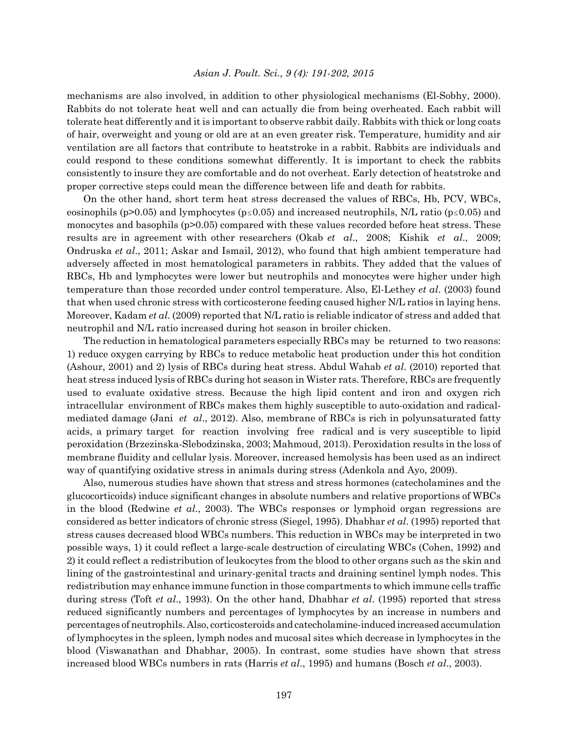mechanisms are also involved, in addition to other physiological mechanisms (El-Sobhy, 2000). Rabbits do not tolerate heat well and can actually die from being overheated. Each rabbit will tolerate heat differently and it is important to observe rabbit daily. Rabbits with thick or long coats of hair, overweight and young or old are at an even greater risk. Temperature, humidity and air ventilation are all factors that contribute to heatstroke in a rabbit. Rabbits are individuals and could respond to these conditions somewhat differently. It is important to check the rabbits consistently to insure they are comfortable and do not overheat. Early detection of heatstroke and proper corrective steps could mean the difference between life and death for rabbits.

On the other hand, short term heat stress decreased the values of RBCs, Hb, PCV, WBCs, eosinophils ($p>0.05$) and lymphocytes ($p\leq 0.05$) and increased neutrophils, N/L ratio ($p\leq 0.05$) and monocytes and basophils ($p>0.05$) compared with these values recorded before heat stress. These results are in agreement with other researchers (Okab *et al*., 2008; Kishik *et al*., 2009; Ondruska *et al*., 2011; Askar and Ismail, 2012), who found that high ambient temperature had adversely affected in most hematological parameters in rabbits. They added that the values of RBCs, Hb and lymphocytes were lower but neutrophils and monocytes were higher under high temperature than those recorded under control temperature. Also, El-Lethey *et al*. (2003) found that when used chronic stress with corticosterone feeding caused higher N/L ratios in laying hens. Moreover, Kadam *et al*. (2009) reported that N/L ratio is reliable indicator of stress and added that neutrophil and N/L ratio increased during hot season in broiler chicken.

The reduction in hematological parameters especially RBCs may be returned to two reasons: 1) reduce oxygen carrying by RBCs to reduce metabolic heat production under this hot condition (Ashour, 2001) and 2) lysis of RBCs during heat stress. Abdul Wahab *et al*. (2010) reported that heat stress induced lysis of RBCs during hot season in Wister rats. Therefore, RBCs are frequently used to evaluate oxidative stress. Because the high lipid content and iron and oxygen rich intracellular environment of RBCs makes them highly susceptible to auto-oxidation and radical-mediated damage (Jani *et al*., 2012). Also, membrane of RBCs is rich in polyunsaturated fatty acids, a primary target for reaction involving free radical and is very susceptible to lipid peroxidation (Brzezinska-Slebodzinska, 2003; Mahmoud, 2013). Peroxidation results in the loss of membrane fluidity and cellular lysis. Moreover, increased hemolysis has been used as an indirect way of quantifying oxidative stress in animals during stress (Adenkola and Ayo, 2009).

Also, numerous studies have shown that stress and stress hormones (catecholamines and the glucocorticoids) induce significant changes in absolute numbers and relative proportions of WBCs in the blood (Redwine *et al*., 2003). The WBCs responses or lymphoid organ regressions are considered as better indicators of chronic stress (Siegel, 1995). Dhabhar *et al*. (1995) reported that stress causes decreased blood WBCs numbers. This reduction in WBCs may be interpreted in two possible ways, 1) it could reflect a large-scale destruction of circulating WBCs (Cohen, 1992) and 2) it could reflect a redistribution of leukocytes from the blood to other organs such as the skin and lining of the gastrointestinal and urinary-genital tracts and draining sentinel lymph nodes. This redistribution may enhance immune function in those compartments to which immune cells traffic during stress (Toft *et al*., 1993). On the other hand, Dhabhar *et al*. (1995) reported that stress reduced significantly numbers and percentages of lymphocytes by an increase in numbers and percentages of neutrophils. Also, corticosteroids and catecholamine-induced increased accumulation of lymphocytes in the spleen, lymph nodes and mucosal sites which decrease in lymphocytes in the blood (Viswanathan and Dhabhar, 2005). In contrast, some studies have shown that stress increased blood WBCs numbers in rats (Harris *et al*., 1995) and humans (Bosch *et al*., 2003).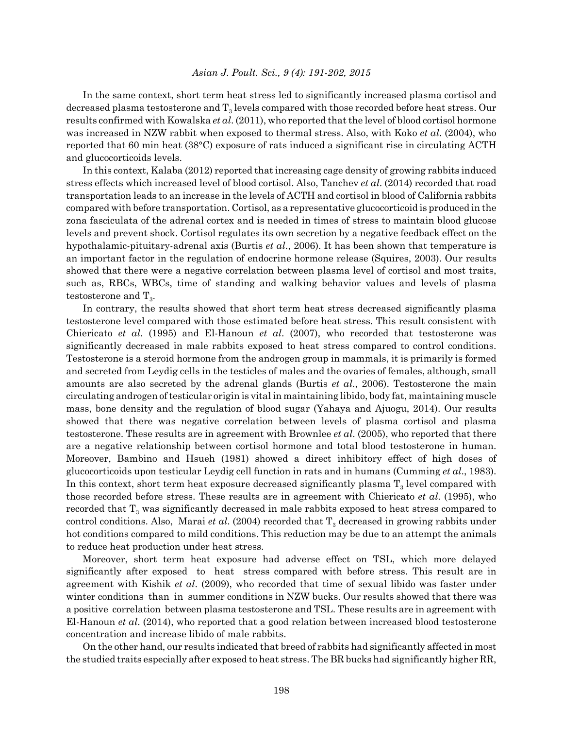In the same context, short term heat stress led to significantly increased plasma cortisol and decreased plasma testosterone and $T_3$ levels compared with those recorded before heat stress. Our results confirmed with Kowalska *et al*. (2011), who reported that the level of blood cortisol hormone was increased in NZW rabbit when exposed to thermal stress. Also, with Koko *et al*. (2004), who reported that 60 min heat (38°C) exposure of rats induced a significant rise in circulating ACTH and glucocorticoids levels.

In this context, Kalaba (2012) reported that increasing cage density of growing rabbits induced stress effects which increased level of blood cortisol. Also, Tanchev *et al*. (2014) recorded that road transportation leads to an increase in the levels of ACTH and cortisol in blood of California rabbits compared with before transportation. Cortisol, as a representative glucocorticoid is produced in the zona fasciculata of the adrenal cortex and is needed in times of stress to maintain blood glucose levels and prevent shock. Cortisol regulates its own secretion by a negative feedback effect on the hypothalamic-pituitary-adrenal axis (Burtis *et al*., 2006). It has been shown that temperature is an important factor in the regulation of endocrine hormone release (Squires, 2003). Our results showed that there were a negative correlation between plasma level of cortisol and most traits, such as, RBCs, WBCs, time of standing and walking behavior values and levels of plasma testosterone and $T_3$.

In contrary, the results showed that short term heat stress decreased significantly plasma testosterone level compared with those estimated before heat stress. This result consistent with Chiericato *et al*. (1995) and El-Hanoun *et al*. (2007), who recorded that testosterone was significantly decreased in male rabbits exposed to heat stress compared to control conditions. Testosterone is a steroid hormone from the androgen group in mammals, it is primarily is formed and secreted from Leydig cells in the testicles of males and the ovaries of females, although, small amounts are also secreted by the adrenal glands (Burtis *et al*., 2006). Testosterone the main circulating androgen of testicular origin is vital in maintaining libido, body fat, maintaining muscle mass, bone density and the regulation of blood sugar (Yahaya and Ajuogu, 2014). Our results showed that there was negative correlation between levels of plasma cortisol and plasma testosterone. These results are in agreement with Brownlee *et al*. (2005), who reported that there are a negative relationship between cortisol hormone and total blood testosterone in human. Moreover, Bambino and Hsueh (1981) showed a direct inhibitory effect of high doses of glucocorticoids upon testicular Leydig cell function in rats and in humans (Cumming *et al*., 1983). In this context, short term heat exposure decreased significantly plasma $T_3$ level compared with those recorded before stress. These results are in agreement with Chiericato *et al*. (1995), who recorded that $T_3$ was significantly decreased in male rabbits exposed to heat stress compared to control conditions. Also, Marai *et al*. (2004) recorded that $T_3$ decreased in growing rabbits under hot conditions compared to mild conditions. This reduction may be due to an attempt the animals to reduce heat production under heat stress.

Moreover, short term heat exposure had adverse effect on TSL, which more delayed significantly after exposed to heat stress compared with before stress. This result are in agreement with Kishik *et al*. (2009), who recorded that time of sexual libido was faster under winter conditions than in summer conditions in NZW bucks. Our results showed that there was a positive correlation between plasma testosterone and TSL. These results are in agreement with El-Hanoun *et al*. (2014), who reported that a good relation between increased blood testosterone concentration and increase libido of male rabbits.

On the other hand, our results indicated that breed of rabbits had significantly affected in most the studied traits especially after exposed to heat stress. The BR bucks had significantly higher RR,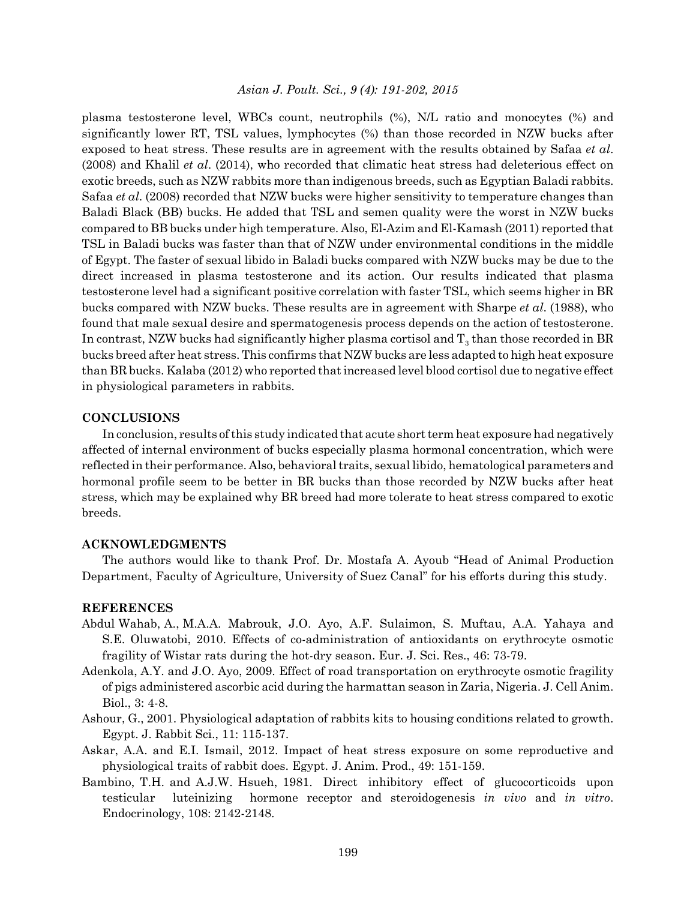plasma testosterone level, WBCs count, neutrophils (%), N/L ratio and monocytes (%) and significantly lower RT, TSL values, lymphocytes (%) than those recorded in NZW bucks after exposed to heat stress. These results are in agreement with the results obtained by Safaa *et al*. (2008) and Khalil *et al*. (2014), who recorded that climatic heat stress had deleterious effect on exotic breeds, such as NZW rabbits more than indigenous breeds, such as Egyptian Baladi rabbits. Safaa *et al*. (2008) recorded that NZW bucks were higher sensitivity to temperature changes than Baladi Black (BB) bucks. He added that TSL and semen quality were the worst in NZW bucks compared to BB bucks under high temperature. Also, El-Azim and El-Kamash (2011) reported that TSL in Baladi bucks was faster than that of NZW under environmental conditions in the middle of Egypt. The faster of sexual libido in Baladi bucks compared with NZW bucks may be due to the direct increased in plasma testosterone and its action. Our results indicated that plasma testosterone level had a significant positive correlation with faster TSL, which seems higher in BR bucks compared with NZW bucks. These results are in agreement with Sharpe *et al*. (1988), who found that male sexual desire and spermatogenesis process depends on the action of testosterone. In contrast, NZW bucks had significantly higher plasma cortisol and $T_3$ than those recorded in BR bucks breed after heat stress. This confirms that NZW bucks are less adapted to high heat exposure than BR bucks. Kalaba (2012) who reported that increased level blood cortisol due to negative effect in physiological parameters in rabbits.

## CONCLUSIONS

In conclusion, results of this study indicated that acute short term heat exposure had negatively affected of internal environment of bucks especially plasma hormonal concentration, which were reflected in their performance. Also, behavioral traits, sexual libido, hematological parameters and hormonal profile seem to be better in BR bucks than those recorded by NZW bucks after heat stress, which may be explained why BR breed had more tolerate to heat stress compared to exotic breeds.

## ACKNOWLEDGMENTS

The authors would like to thank Prof. Dr. Mostafa A. Ayoub "Head of Animal Production Department, Faculty of Agriculture, University of Suez Canal" for his efforts during this study.

## REFERENCES

Abdul Wahab, A., M.A.A. Mabrouk, J.O. Ayo, A.F. Sulaimon, S. Muftau, A.A. Yahaya and S.E. Oluwatobi, 2010. Effects of co-administration of antioxidants on erythrocyte osmotic fragility of Wistar rats during the hot-dry season. Eur. J. Sci. Res., 46: 73-79.

Adenkola, A.Y. and J.O. Ayo, 2009. Effect of road transportation on erythrocyte osmotic fragility of pigs administered ascorbic acid during the harmattan season in Zaria, Nigeria. J. Cell Anim. Biol., 3: 4-8.

Ashour, G., 2001. Physiological adaptation of rabbits kits to housing conditions related to growth. Egypt. J. Rabbit Sci., 11: 115-137.

Askar, A.A. and E.I. Ismail, 2012. Impact of heat stress exposure on some reproductive and physiological traits of rabbit does. Egypt. J. Anim. Prod., 49: 151-159.

Bambino, T.H. and A.J.W. Hsueh, 1981. Direct inhibitory effect of glucocorticoids upon testicular luteinizing hormone receptor and steroidogenesis *in vivo* and *in vitro*. Endocrinology, 108: 2142-2148.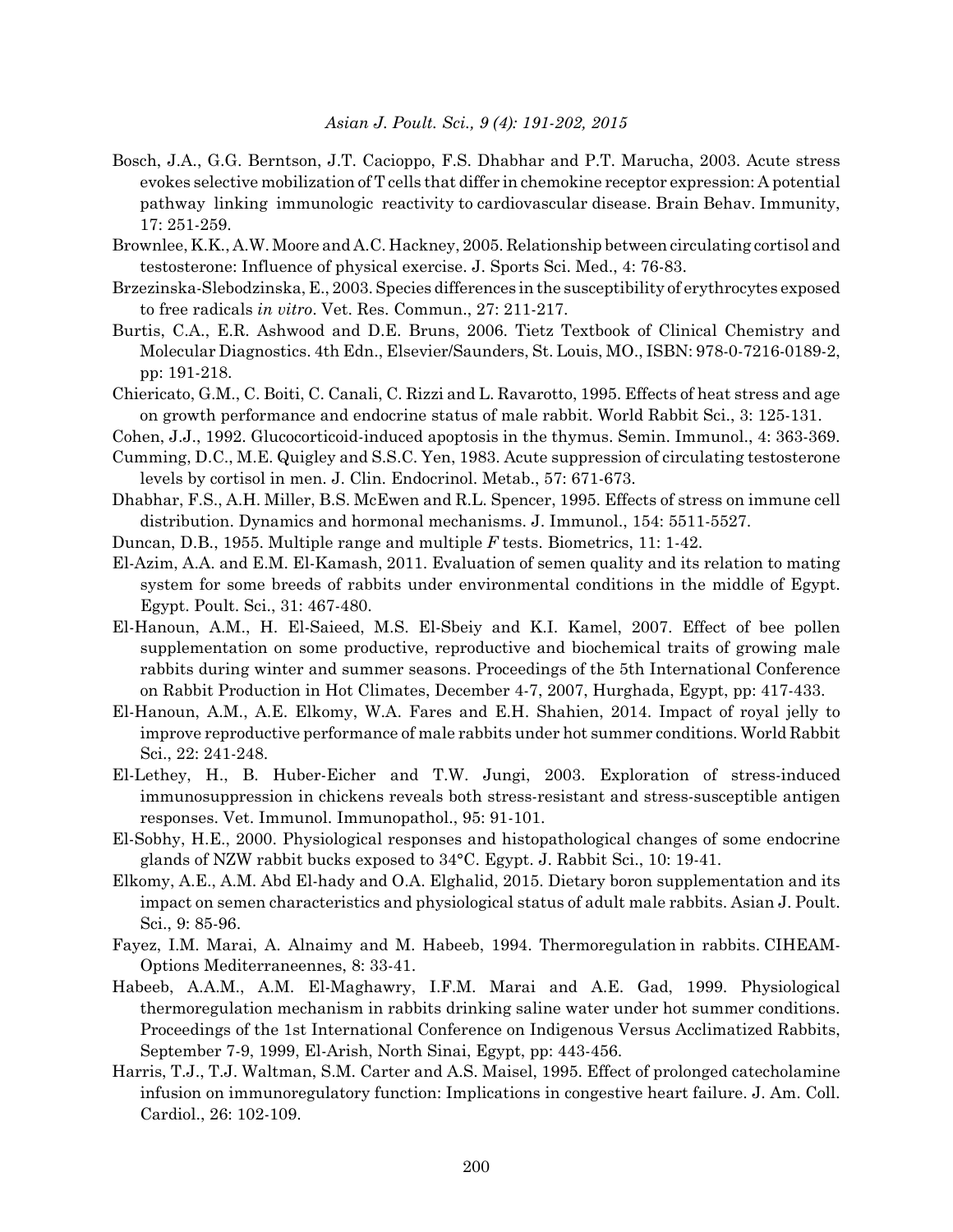Bosch, J.A., G.G. Berntson, J.T. Cacioppo, F.S. Dhabhar and P.T. Marucha, 2003. Acute stress evokes selective mobilization of T cells that differ in chemokine receptor expression: A potential pathway linking immunologic reactivity to cardiovascular disease. Brain Behav. Immunity, 17: 251-259.

Brownlee, K.K., A.W. Moore and A.C. Hackney, 2005. Relationship between circulating cortisol and testosterone: Influence of physical exercise. J. Sports Sci. Med., 4: 76-83.

Brzezinska-Slebodzinska, E., 2003. Species differences in the susceptibility of erythrocytes exposed to free radicals *in vitro*. Vet. Res. Commun., 27: 211-217.

Burtis, C.A., E.R. Ashwood and D.E. Bruns, 2006. Tietz Textbook of Clinical Chemistry and Molecular Diagnostics. 4th Edn., Elsevier/Saunders, St. Louis, MO., ISBN: 978-0-7216-0189-2, pp: 191-218.

Chiericato, G.M., C. Boiti, C. Canali, C. Rizzi and L. Ravarotto, 1995. Effects of heat stress and age on growth performance and endocrine status of male rabbit. World Rabbit Sci., 3: 125-131.

Cohen, J.J., 1992. Glucocorticoid-induced apoptosis in the thymus. Semin. Immunol., 4: 363-369.

Cumming, D.C., M.E. Quigley and S.S.C. Yen, 1983. Acute suppression of circulating testosterone levels by cortisol in men. J. Clin. Endocrinol. Metab., 57: 671-673.

Dhabhar, F.S., A.H. Miller, B.S. McEwen and R.L. Spencer, 1995. Effects of stress on immune cell distribution. Dynamics and hormonal mechanisms. J. Immunol., 154: 5511-5527.

Duncan, D.B., 1955. Multiple range and multiple *F* tests. Biometrics, 11: 1-42.

El-Azim, A.A. and E.M. El-Kamash, 2011. Evaluation of semen quality and its relation to mating system for some breeds of rabbits under environmental conditions in the middle of Egypt. Egypt. Poult. Sci., 31: 467-480.

El-Hanoun, A.M., H. El-Saieed, M.S. El-Sbeiy and K.I. Kamel, 2007. Effect of bee pollen supplementation on some productive, reproductive and biochemical traits of growing male rabbits during winter and summer seasons. Proceedings of the 5th International Conference on Rabbit Production in Hot Climates, December 4-7, 2007, Hurghada, Egypt, pp: 417-433.

El-Hanoun, A.M., A.E. Elkomy, W.A. Fares and E.H. Shahien, 2014. Impact of royal jelly to improve reproductive performance of male rabbits under hot summer conditions. World Rabbit Sci., 22: 241-248.

El-Lethey, H., B. Huber-Eicher and T.W. Jungi, 2003. Exploration of stress-induced immunosuppression in chickens reveals both stress-resistant and stress-susceptible antigen responses. Vet. Immunol. Immunopathol., 95: 91-101.

El-Sobhy, H.E., 2000. Physiological responses and histopathological changes of some endocrine glands of NZW rabbit bucks exposed to 34°C. Egypt. J. Rabbit Sci., 10: 19-41.

Elkomy, A.E., A.M. Abd El-hady and O.A. Elghalid, 2015. Dietary boron supplementation and its impact on semen characteristics and physiological status of adult male rabbits. Asian J. Poult. Sci., 9: 85-96.

Fayez, I.M. Marai, A. Alnaimy and M. Habeeb, 1994. Thermoregulation in rabbits. CIHEAM-Options Mediterraneennes, 8: 33-41.

Habeeb, A.A.M., A.M. El-Maghawry, I.F.M. Marai and A.E. Gad, 1999. Physiological thermoregulation mechanism in rabbits drinking saline water under hot summer conditions. Proceedings of the 1st International Conference on Indigenous Versus Acclimatized Rabbits, September 7-9, 1999, El-Arish, North Sinai, Egypt, pp: 443-456.

Harris, T.J., T.J. Waltman, S.M. Carter and A.S. Maisel, 1995. Effect of prolonged catecholamine infusion on immunoregulatory function: Implications in congestive heart failure. J. Am. Coll. Cardiol., 26: 102-109.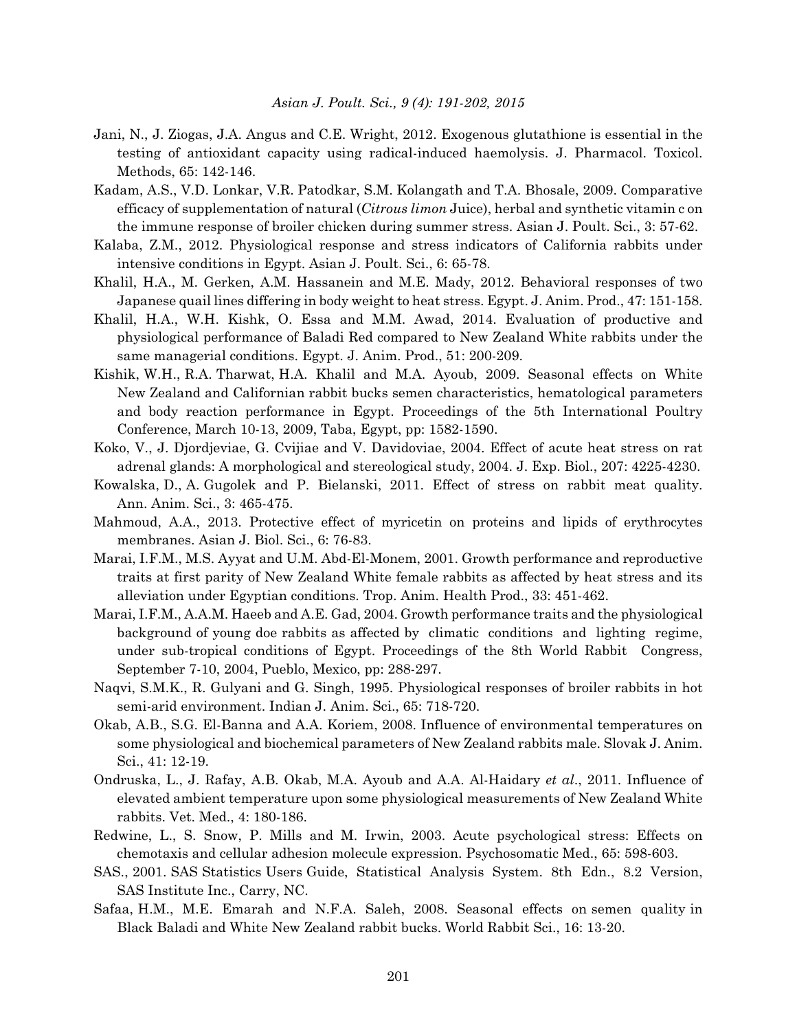Jani, N., J. Ziogas, J.A. Angus and C.E. Wright, 2012. Exogenous glutathione is essential in the testing of antioxidant capacity using radical-induced haemolysis. J. Pharmacol. Toxicol. Methods, 65: 142-146.

Kadam, A.S., V.D. Lonkar, V.R. Patodkar, S.M. Kolangath and T.A. Bhosale, 2009. Comparative efficacy of supplementation of natural (*Citrous limon* Juice), herbal and synthetic vitamin c on the immune response of broiler chicken during summer stress. Asian J. Poult. Sci., 3: 57-62.

Kalaba, Z.M., 2012. Physiological response and stress indicators of California rabbits under intensive conditions in Egypt. Asian J. Poult. Sci., 6: 65-78.

Khalil, H.A., M. Gerken, A.M. Hassanein and M.E. Mady, 2012. Behavioral responses of two Japanese quail lines differing in body weight to heat stress. Egypt. J. Anim. Prod., 47: 151-158.

Khalil, H.A., W.H. Kishk, O. Essa and M.M. Awad, 2014. Evaluation of productive and physiological performance of Baladi Red compared to New Zealand White rabbits under the same managerial conditions. Egypt. J. Anim. Prod., 51: 200-209.

Kishik, W.H., R.A. Tharwat, H.A. Khalil and M.A. Ayoub, 2009. Seasonal effects on White New Zealand and Californian rabbit bucks semen characteristics, hematological parameters and body reaction performance in Egypt. Proceedings of the 5th International Poultry Conference, March 10-13, 2009, Taba, Egypt, pp: 1582-1590.

Koko, V., J. Djordjeviae, G. Cvijiae and V. Davidoviae, 2004. Effect of acute heat stress on rat adrenal glands: A morphological and stereological study, 2004. J. Exp. Biol., 207: 4225-4230.

Kowalska, D., A. Gugolek and P. Bielanski, 2011. Effect of stress on rabbit meat quality. Ann. Anim. Sci., 3: 465-475.

Mahmoud, A.A., 2013. Protective effect of myricetin on proteins and lipids of erythrocytes membranes. Asian J. Biol. Sci., 6: 76-83.

Marai, I.F.M., M.S. Ayyat and U.M. Abd-El-Monem, 2001. Growth performance and reproductive traits at first parity of New Zealand White female rabbits as affected by heat stress and its alleviation under Egyptian conditions. Trop. Anim. Health Prod., 33: 451-462.

Marai, I.F.M., A.A.M. Haeeb and A.E. Gad, 2004. Growth performance traits and the physiological background of young doe rabbits as affected by climatic conditions and lighting regime, under sub-tropical conditions of Egypt. Proceedings of the 8th World Rabbit Congress, September 7-10, 2004, Pueblo, Mexico, pp: 288-297.

Naqvi, S.M.K., R. Gulyani and G. Singh, 1995. Physiological responses of broiler rabbits in hot semi-arid environment. Indian J. Anim. Sci., 65: 718-720.

Okab, A.B., S.G. El-Banna and A.A. Koriem, 2008. Influence of environmental temperatures on some physiological and biochemical parameters of New Zealand rabbits male. Slovak J. Anim. Sci., 41: 12-19.

Ondruska, L., J. Rafay, A.B. Okab, M.A. Ayoub and A.A. Al-Haidary *et al*., 2011. Influence of elevated ambient temperature upon some physiological measurements of New Zealand White rabbits. Vet. Med., 4: 180-186.

Redwine, L., S. Snow, P. Mills and M. Irwin, 2003. Acute psychological stress: Effects on chemotaxis and cellular adhesion molecule expression. Psychosomatic Med., 65: 598-603.

SAS., 2001. SAS Statistics Users Guide, Statistical Analysis System. 8th Edn., 8.2 Version, SAS Institute Inc., Carry, NC.

Safaa, H.M., M.E. Emarah and N.F.A. Saleh, 2008. Seasonal effects on semen quality in Black Baladi and White New Zealand rabbit bucks. World Rabbit Sci., 16: 13-20.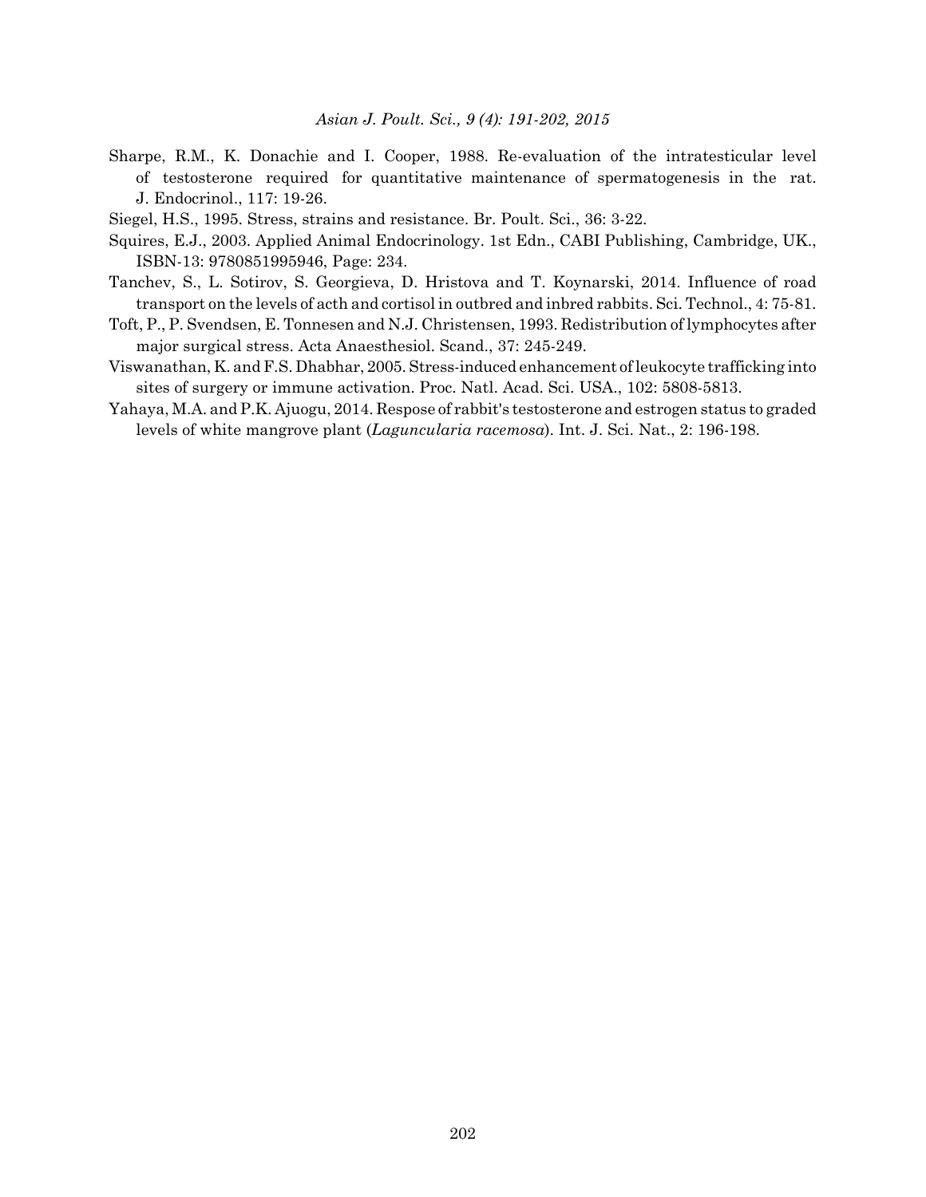Sharpe, R.M., K. Donachie and I. Cooper, 1988. Re-evaluation of the intratesticular level of testosterone required for quantitative maintenance of spermatogenesis in the rat. J. Endocrinol., 117: 19-26.

Siegel, H.S., 1995. Stress, strains and resistance. Br. Poult. Sci., 36: 3-22.

Squires, E.J., 2003. Applied Animal Endocrinology. 1st Edn., CABI Publishing, Cambridge, UK., ISBN-13: 9780851995946, Page: 234.

Tanchev, S., L. Sotirov, S. Georgieva, D. Hristova and T. Koynarski, 2014. Influence of road transport on the levels of acth and cortisol in outbred and inbred rabbits. Sci. Technol., 4: 75-81.

Toft, P., P. Svendsen, E. Tonnesen and N.J. Christensen, 1993. Redistribution of lymphocytes after major surgical stress. Acta Anaesthesiol. Scand., 37: 245-249.

Viswanathan, K. and F.S. Dhabhar, 2005. Stress-induced enhancement of leukocyte trafficking into sites of surgery or immune activation. Proc. Natl. Acad. Sci. USA., 102: 5808-5813.

Yahaya, M.A. and P.K. Ajuogu, 2014. Respose of rabbit's testosterone and estrogen status to graded levels of white mangrove plant (*Laguncularia racemosa*). Int. J. Sci. Nat., 2: 196-198.